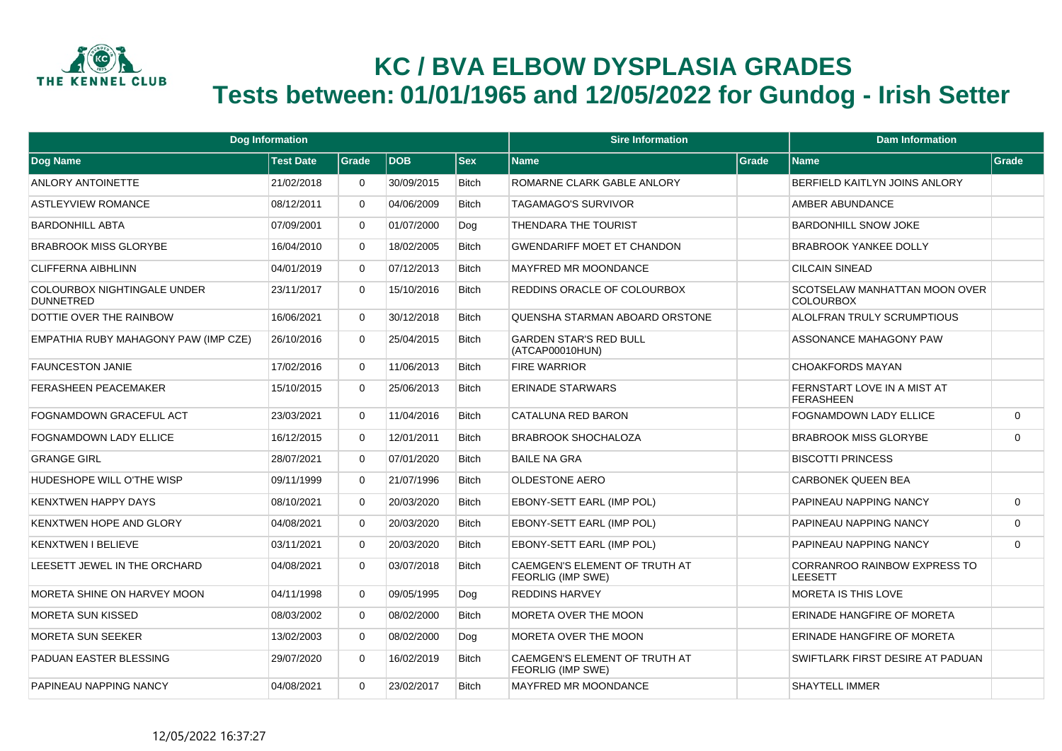# KC / BVA ELBOW DYSPLASIA GRADES

## Tests between: 01/01/1965 and 12/05/2022 for Gundog - Irish Setter

| Dog Information | | | | | Sire Information | | Dam Information | |
|---|---|---|---|---|---|---|---|---|
| Dog Name | Test Date | Grade | DOB | Sex | Name | Grade | Name | Grade |
| ANLORY ANTOINETTE | 21/02/2018 | 0 | 30/09/2015 | Bitch | ROMARNE CLARK GABLE ANLORY | | BERFIELD KAITLYN JOINS ANLORY | |
| ASTLEYVIEW ROMANCE | 08/12/2011 | 0 | 04/06/2009 | Bitch | TAGAMAGO'S SURVIVOR | | AMBER ABUNDANCE | |
| BARDONHILL ABTA | 07/09/2001 | 0 | 01/07/2000 | Dog | THENDARA THE TOURIST | | BARDONHILL SNOW JOKE | |
| BRABROOK MISS GLORYBE | 16/04/2010 | 0 | 18/02/2005 | Bitch | GWENDARIFF MOET ET CHANDON | | BRABROOK YANKEE DOLLY | |
| CLIFFERNA AIBHLINN | 04/01/2019 | 0 | 07/12/2013 | Bitch | MAYFRED MR MOONDANCE | | CILCAIN SINEAD | |
| COLOURBOX NIGHTINGALE UNDER DUNNETRED | 23/11/2017 | 0 | 15/10/2016 | Bitch | REDDINS ORACLE OF COLOURBOX | | SCOTSELAW MANHATTAN MOON OVER COLOURBOX | |
| DOTTIE OVER THE RAINBOW | 16/06/2021 | 0 | 30/12/2018 | Bitch | QUENSHA STARMAN ABOARD ORSTONE | | ALOLFRAN TRULY SCRUMPTIOUS | |
| EMPATHIA RUBY MAHAGONY PAW (IMP CZE) | 26/10/2016 | 0 | 25/04/2015 | Bitch | GARDEN STAR'S RED BULL (ATCAP00010HUN) | | ASSONANCE MAHAGONY PAW | |
| FAUNCESTON JANIE | 17/02/2016 | 0 | 11/06/2013 | Bitch | FIRE WARRIOR | | CHOAKFORDS MAYAN | |
| FERASHEEN PEACEMAKER | 15/10/2015 | 0 | 25/06/2013 | Bitch | ERINADE STARWARS | | FERNSTART LOVE IN A MIST AT FERASHEEN | |
| FOGNAMDOWN GRACEFUL ACT | 23/03/2021 | 0 | 11/04/2016 | Bitch | CATALUNA RED BARON | | FOGNAMDOWN LADY ELLICE | 0 |
| FOGNAMDOWN LADY ELLICE | 16/12/2015 | 0 | 12/01/2011 | Bitch | BRABROOK SHOCHALOZA | | BRABROOK MISS GLORYBE | 0 |
| GRANGE GIRL | 28/07/2021 | 0 | 07/01/2020 | Bitch | BAILE NA GRA | | BISCOTTI PRINCESS | |
| HUDESHOPE WILL O'THE WISP | 09/11/1999 | 0 | 21/07/1996 | Bitch | OLDESTONE AERO | | CARBONEK QUEEN BEA | |
| KENXTWEN HAPPY DAYS | 08/10/2021 | 0 | 20/03/2020 | Bitch | EBONY-SETT EARL (IMP POL) | | PAPINEAU NAPPING NANCY | 0 |
| KENXTWEN HOPE AND GLORY | 04/08/2021 | 0 | 20/03/2020 | Bitch | EBONY-SETT EARL (IMP POL) | | PAPINEAU NAPPING NANCY | 0 |
| KENXTWEN I BELIEVE | 03/11/2021 | 0 | 20/03/2020 | Bitch | EBONY-SETT EARL (IMP POL) | | PAPINEAU NAPPING NANCY | 0 |
| LEESETT JEWEL IN THE ORCHARD | 04/08/2021 | 0 | 03/07/2018 | Bitch | CAEMGEN'S ELEMENT OF TRUTH AT FEORLIG (IMP SWE) | | CORRANROO RAINBOW EXPRESS TO LEESETT | |
| MORETA SHINE ON HARVEY MOON | 04/11/1998 | 0 | 09/05/1995 | Dog | REDDINS HARVEY | | MORETA IS THIS LOVE | |
| MORETA SUN KISSED | 08/03/2002 | 0 | 08/02/2000 | Bitch | MORETA OVER THE MOON | | ERINADE HANGFIRE OF MORETA | |
| MORETA SUN SEEKER | 13/02/2003 | 0 | 08/02/2000 | Dog | MORETA OVER THE MOON | | ERINADE HANGFIRE OF MORETA | |
| PADUAN EASTER BLESSING | 29/07/2020 | 0 | 16/02/2019 | Bitch | CAEMGEN'S ELEMENT OF TRUTH AT FEORLIG (IMP SWE) | | SWIFTLARK FIRST DESIRE AT PADUAN | |
| PAPINEAU NAPPING NANCY | 04/08/2021 | 0 | 23/02/2017 | Bitch | MAYFRED MR MOONDANCE | | SHAYTELL IMMER | |

12/05/2022 16:37:27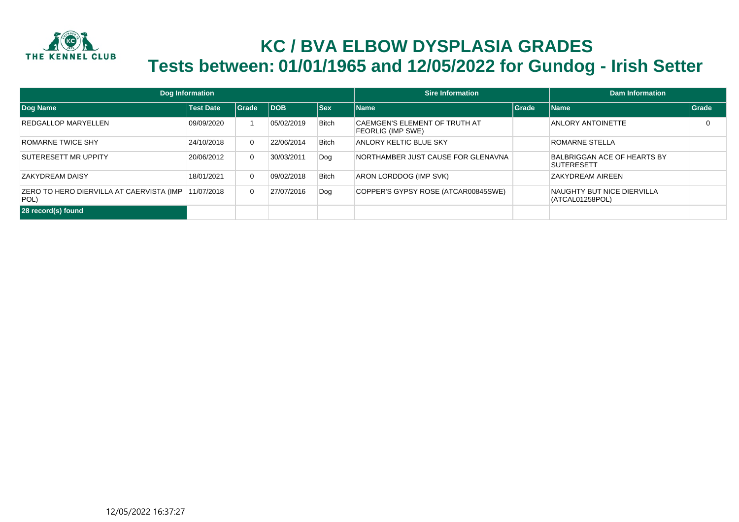# KC / BVA ELBOW DYSPLASIA GRADES

## Tests between: 01/01/1965 and 12/05/2022 for Gundog - Irish Setter

| Dog Information | | | | | Sire Information | | Dam Information | |
|---|---|---|---|---|---|---|---|---|
| **Dog Name** | **Test Date** | **Grade** | **DOB** | **Sex** | **Name** | **Grade** | **Name** | **Grade** |
| REDGALLOP MARYELLEN | 09/09/2020 | 1 | 05/02/2019 | Bitch | CAEMGEN'S ELEMENT OF TRUTH AT FEORLIG (IMP SWE) | | ANLORY ANTOINETTE | 0 |
| ROMARNE TWICE SHY | 24/10/2018 | 0 | 22/06/2014 | Bitch | ANLORY KELTIC BLUE SKY | | ROMARNE STELLA | |
| SUTERESETT MR UPPITY | 20/06/2012 | 0 | 30/03/2011 | Dog | NORTHAMBER JUST CAUSE FOR GLENAVNA | | BALBRIGGAN ACE OF HEARTS BY SUTERESETT | |
| ZAKYDREAM DAISY | 18/01/2021 | 0 | 09/02/2018 | Bitch | ARON LORDDOG (IMP SVK) | | ZAKYDREAM AIREEN | |
| ZERO TO HERO DIERVILLA AT CAERVISTA (IMP POL) | 11/07/2018 | 0 | 27/07/2016 | Dog | COPPER'S GYPSY ROSE (ATCAR00845SWE) | | NAUGHTY BUT NICE DIERVILLA (ATCAL01258POL) | |
| **28 record(s) found** | | | | | | | | |

12/05/2022 16:37:27